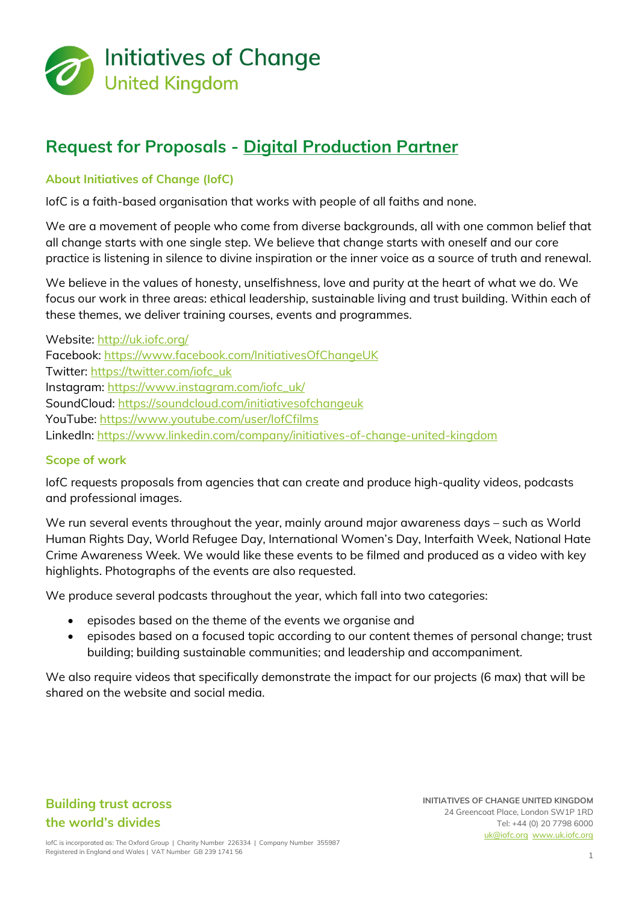# Request for Proposals - Digital Production Partner

### About Initiatives of Change (IofC)

IofC is a faith-based organisation that works with people of all faiths and none.

We are a movement of people who come from diverse backgrounds, all with one common belief that all change starts with one single step. We believe that change starts with oneself and our core practice is listening in silence to divine inspiration or the inner voice as a source of truth and renewal.

We believe in the values of honesty, unselfishness, love and purity at the heart of what we do. We focus our work in three areas: ethical leadership, sustainable living and trust building. Within each of these themes, we deliver training courses, events and programmes.

Website: http://uk.iofc.org/
Facebook: https://www.facebook.com/InitiativesOfChangeUK
Twitter: https://twitter.com/iofc_uk
Instagram: https://www.instagram.com/iofc_uk/
SoundCloud: https://soundcloud.com/initiativesofchangeuk
YouTube: https://www.youtube.com/user/IofCfilms
LinkedIn: https://www.linkedin.com/company/initiatives-of-change-united-kingdom

### Scope of work

IofC requests proposals from agencies that can create and produce high-quality videos, podcasts and professional images.

We run several events throughout the year, mainly around major awareness days – such as World Human Rights Day, World Refugee Day, International Women's Day, Interfaith Week, National Hate Crime Awareness Week. We would like these events to be filmed and produced as a video with key highlights. Photographs of the events are also requested.

We produce several podcasts throughout the year, which fall into two categories:

- episodes based on the theme of the events we organise and
- episodes based on a focused topic according to our content themes of personal change; trust building; building sustainable communities; and leadership and accompaniment.

We also require videos that specifically demonstrate the impact for our projects (6 max) that will be shared on the website and social media.

**Building trust across the world's divides**

INITIATIVES OF CHANGE UNITED KINGDOM
24 Greencoat Place, London SW1P 1RD
Tel: +44 (0) 20 7798 6000
uk@iofc.org www.uk.iofc.org

IofC is incorporated as: The Oxford Group | Charity Number 226334 | Company Number 355987
Registered in England and Wales | VAT Number GB 239 1741 56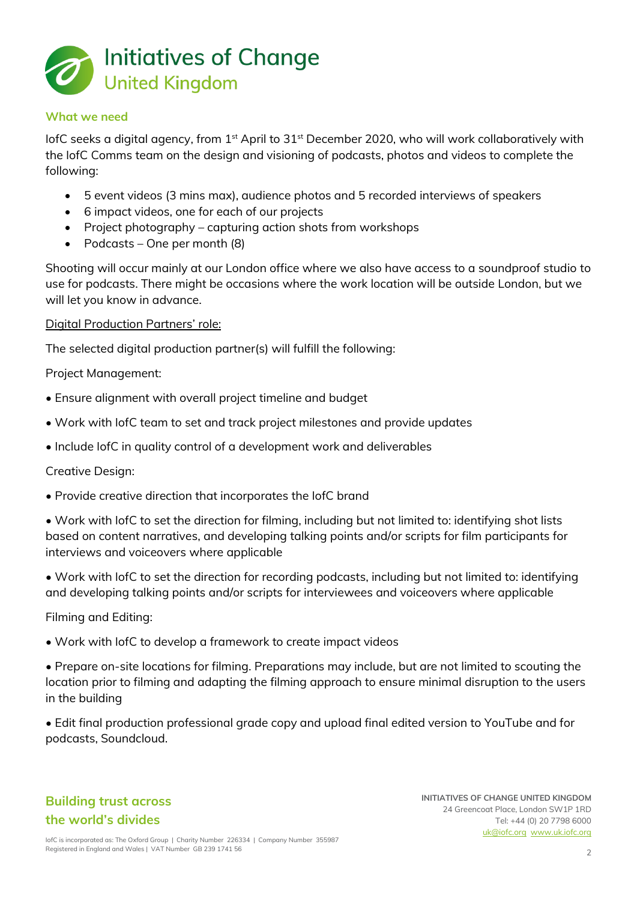## What we need

IofC seeks a digital agency, from 1st April to 31st December 2020, who will work collaboratively with the IofC Comms team on the design and visioning of podcasts, photos and videos to complete the following:

- 5 event videos (3 mins max), audience photos and 5 recorded interviews of speakers
- 6 impact videos, one for each of our projects
- Project photography – capturing action shots from workshops
- Podcasts – One per month (8)

Shooting will occur mainly at our London office where we also have access to a soundproof studio to use for podcasts. There might be occasions where the work location will be outside London, but we will let you know in advance.

Digital Production Partners' role:

The selected digital production partner(s) will fulfill the following:

Project Management:

- Ensure alignment with overall project timeline and budget
- Work with IofC team to set and track project milestones and provide updates
- Include IofC in quality control of a development work and deliverables

Creative Design:

- Provide creative direction that incorporates the IofC brand
- Work with IofC to set the direction for filming, including but not limited to: identifying shot lists based on content narratives, and developing talking points and/or scripts for film participants for interviews and voiceovers where applicable
- Work with IofC to set the direction for recording podcasts, including but not limited to: identifying and developing talking points and/or scripts for interviewees and voiceovers where applicable

Filming and Editing:

- Work with IofC to develop a framework to create impact videos
- Prepare on-site locations for filming. Preparations may include, but are not limited to scouting the location prior to filming and adapting the filming approach to ensure minimal disruption to the users in the building
- Edit final production professional grade copy and upload final edited version to YouTube and for podcasts, Soundcloud.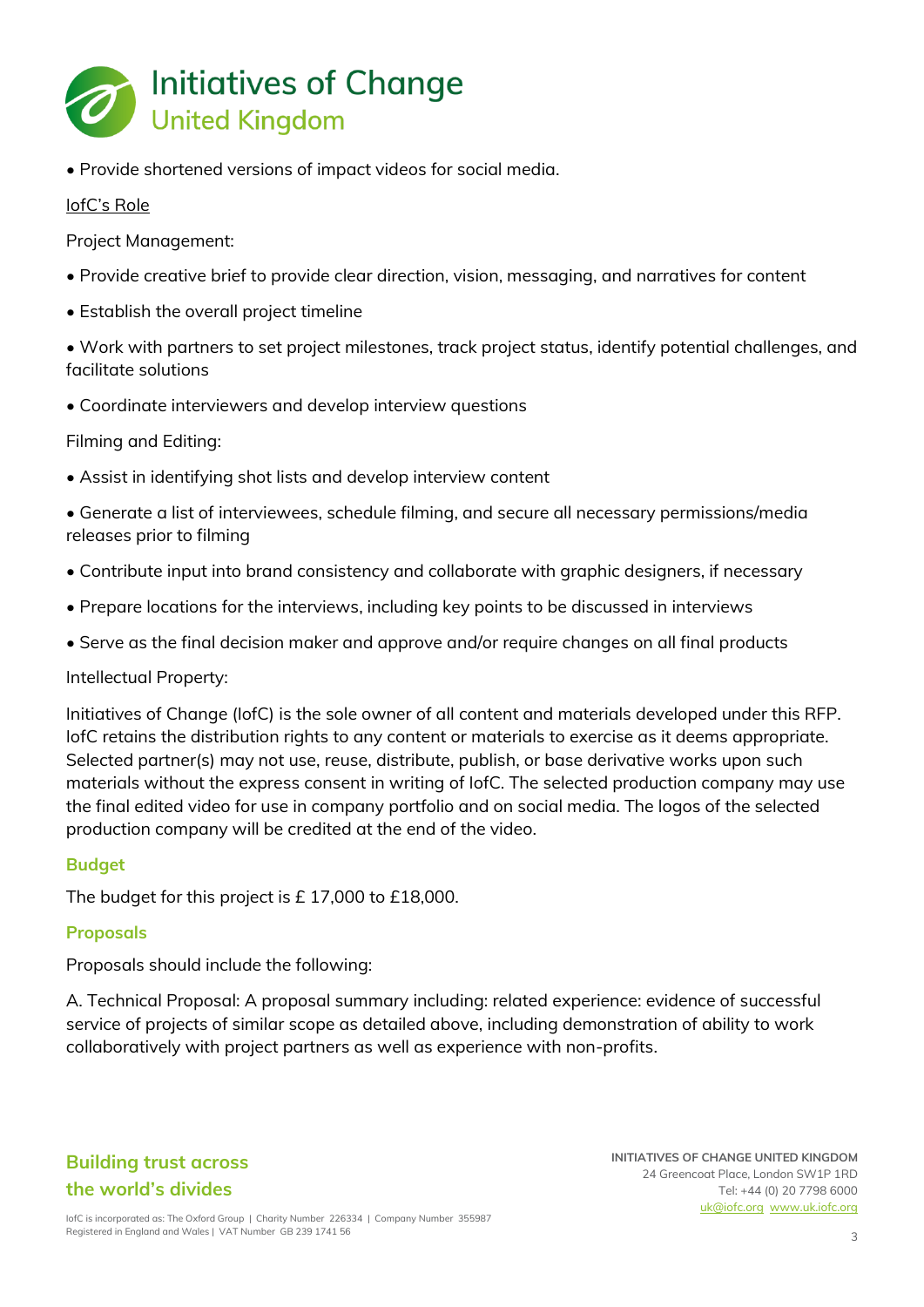- Provide shortened versions of impact videos for social media.

IofC's Role

Project Management:

- Provide creative brief to provide clear direction, vision, messaging, and narratives for content
- Establish the overall project timeline
- Work with partners to set project milestones, track project status, identify potential challenges, and facilitate solutions
- Coordinate interviewers and develop interview questions

Filming and Editing:

- Assist in identifying shot lists and develop interview content
- Generate a list of interviewees, schedule filming, and secure all necessary permissions/media releases prior to filming
- Contribute input into brand consistency and collaborate with graphic designers, if necessary
- Prepare locations for the interviews, including key points to be discussed in interviews
- Serve as the final decision maker and approve and/or require changes on all final products

Intellectual Property:

Initiatives of Change (IofC) is the sole owner of all content and materials developed under this RFP. IofC retains the distribution rights to any content or materials to exercise as it deems appropriate. Selected partner(s) may not use, reuse, distribute, publish, or base derivative works upon such materials without the express consent in writing of IofC. The selected production company may use the final edited video for use in company portfolio and on social media. The logos of the selected production company will be credited at the end of the video.

## Budget

The budget for this project is £ 17,000 to £18,000.

## Proposals

Proposals should include the following:

A. Technical Proposal: A proposal summary including: related experience: evidence of successful service of projects of similar scope as detailed above, including demonstration of ability to work collaboratively with project partners as well as experience with non-profits.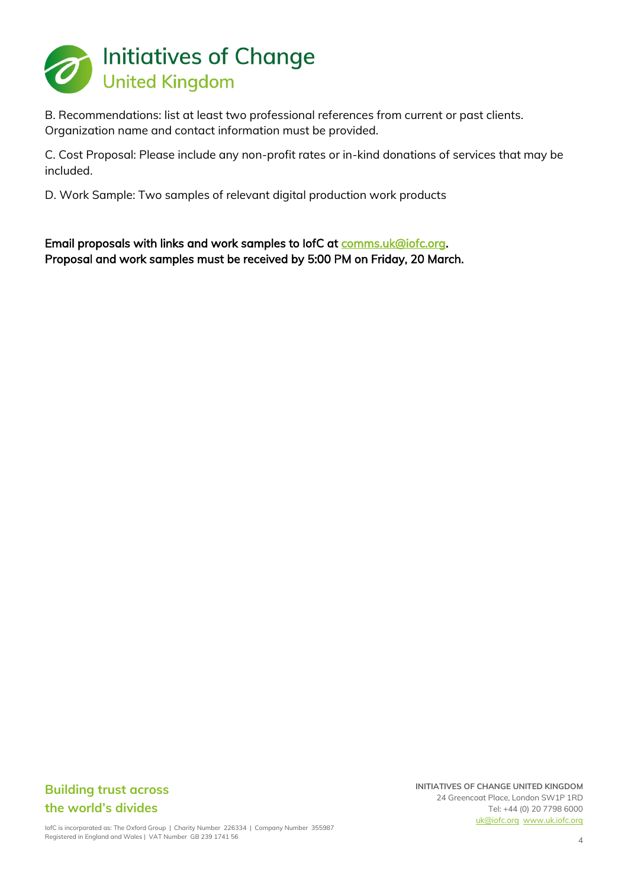B. Recommendations: list at least two professional references from current or past clients. Organization name and contact information must be provided.

C. Cost Proposal: Please include any non-profit rates or in-kind donations of services that may be included.

D. Work Sample: Two samples of relevant digital production work products

**Email proposals with links and work samples to IofC at comms.uk@iofc.org.**
**Proposal and work samples must be received by 5:00 PM on Friday, 20 March.**